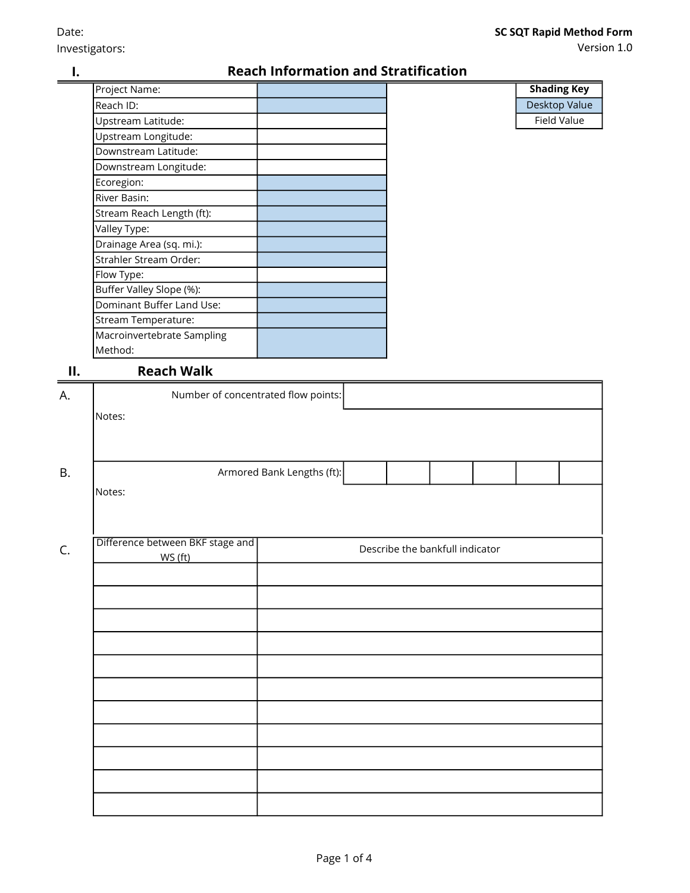Date:

Investigators:

**SC SQT Rapid Method Form**

Version 1.0

## I. Reach Information and Stratification

| | |
|---|---|
| Project Name: | |
| Reach ID: | |
| Upstream Latitude: | |
| Upstream Longitude: | |
| Downstream Latitude: | |
| Downstream Longitude: | |
| Ecoregion: | |
| River Basin: | |
| Stream Reach Length (ft): | |
| Valley Type: | |
| Drainage Area (sq. mi.): | |
| Strahler Stream Order: | |
| Flow Type: | |
| Buffer Valley Slope (%): | |
| Dominant Buffer Land Use: | |
| Stream Temperature: | |
| Macroinvertebrate Sampling Method: | |

| Shading Key |
|---|
| Desktop Value |
| Field Value |

## II. Reach Walk

A. Number of concentrated flow points:

Notes:

B. Armored Bank Lengths (ft):

| | | | | | |
|---|---|---|---|---|---|
| | | | | | |

Notes:

C.

| Difference between BKF stage and WS (ft) | Describe the bankfull indicator |
|---|---|
| | |
| | |
| | |
| | |
| | |
| | |
| | |
| | |
| | |
| | |
| | |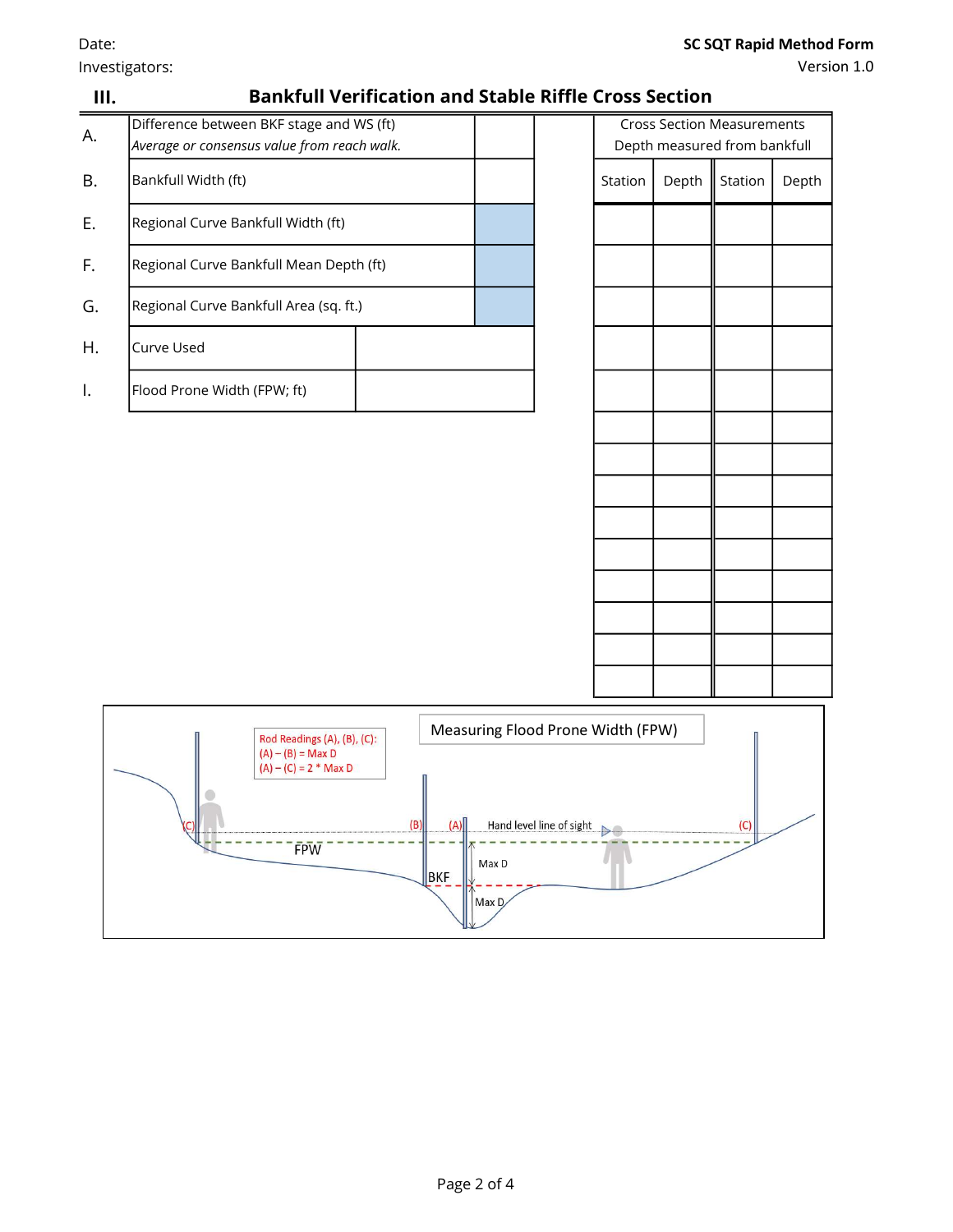Date:

Investigators:

**SC SQT Rapid Method Form**
Version 1.0

## III. Bankfull Verification and Stable Riffle Cross Section

| | | |
|---|---|---|
| A. | Difference between BKF stage and WS (ft) *Average or consensus value from reach walk.* | |
| B. | Bankfull Width (ft) | |
| E. | Regional Curve Bankfull Width (ft) | |
| F. | Regional Curve Bankfull Mean Depth (ft) | |
| G. | Regional Curve Bankfull Area (sq. ft.) | |
| H. | Curve Used | |
| I. | Flood Prone Width (FPW; ft) | |

| Cross Section Measurements Depth measured from bankfull | | | |
|---|---|---|---|
| Station | Depth | Station | Depth |
| | | | |
| | | | |
| | | | |
| | | | |
| | | | |
| | | | |
| | | | |
| | | | |
| | | | |
| | | | |
| | | | |
| | | | |
| | | | |
| | | | |
| | | | |

**Measuring Flood Prone Width (FPW)**

Rod Readings (A), (B), (C):
(A) – (B) = Max D
(A) – (C) = 2 * Max D

(C) (B) (A) Hand level line of sight (C)

FPW

BKF

Max D

Max D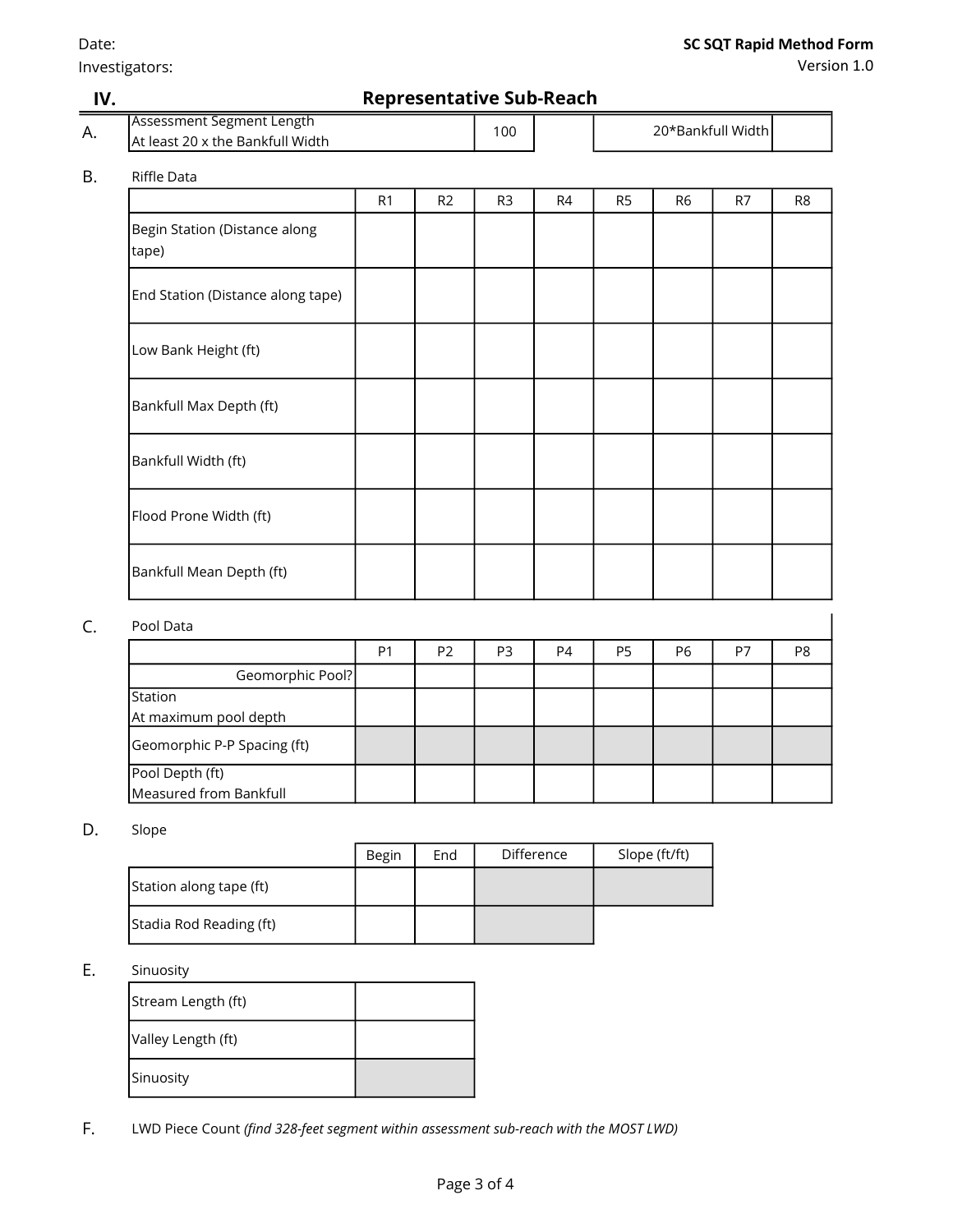Date:

Investigators:

**SC SQT Rapid Method Form**

Version 1.0

## IV. Representative Sub-Reach

A.

| Assessment Segment Length At least 20 x the Bankfull Width | 100 | | 20*Bankfull Width | |
|---|---|---|---|---|

B. Riffle Data

| | R1 | R2 | R3 | R4 | R5 | R6 | R7 | R8 |
|---|---|---|---|---|---|---|---|---|
| Begin Station (Distance along tape) | | | | | | | | |
| End Station (Distance along tape) | | | | | | | | |
| Low Bank Height (ft) | | | | | | | | |
| Bankfull Max Depth (ft) | | | | | | | | |
| Bankfull Width (ft) | | | | | | | | |
| Flood Prone Width (ft) | | | | | | | | |
| Bankfull Mean Depth (ft) | | | | | | | | |

C. Pool Data

| | P1 | P2 | P3 | P4 | P5 | P6 | P7 | P8 |
|---|---|---|---|---|---|---|---|---|
| Geomorphic Pool? | | | | | | | | |
| Station At maximum pool depth | | | | | | | | |
| Geomorphic P-P Spacing (ft) | | | | | | | | |
| Pool Depth (ft) Measured from Bankfull | | | | | | | | |

D. Slope

| | Begin | End | Difference | Slope (ft/ft) |
|---|---|---|---|---|
| Station along tape (ft) | | | | |
| Stadia Rod Reading (ft) | | | | |

E. Sinuosity

| | |
|---|---|
| Stream Length (ft) | |
| Valley Length (ft) | |
| Sinuosity | |

F. LWD Piece Count *(find 328-feet segment within assessment sub-reach with the MOST LWD)*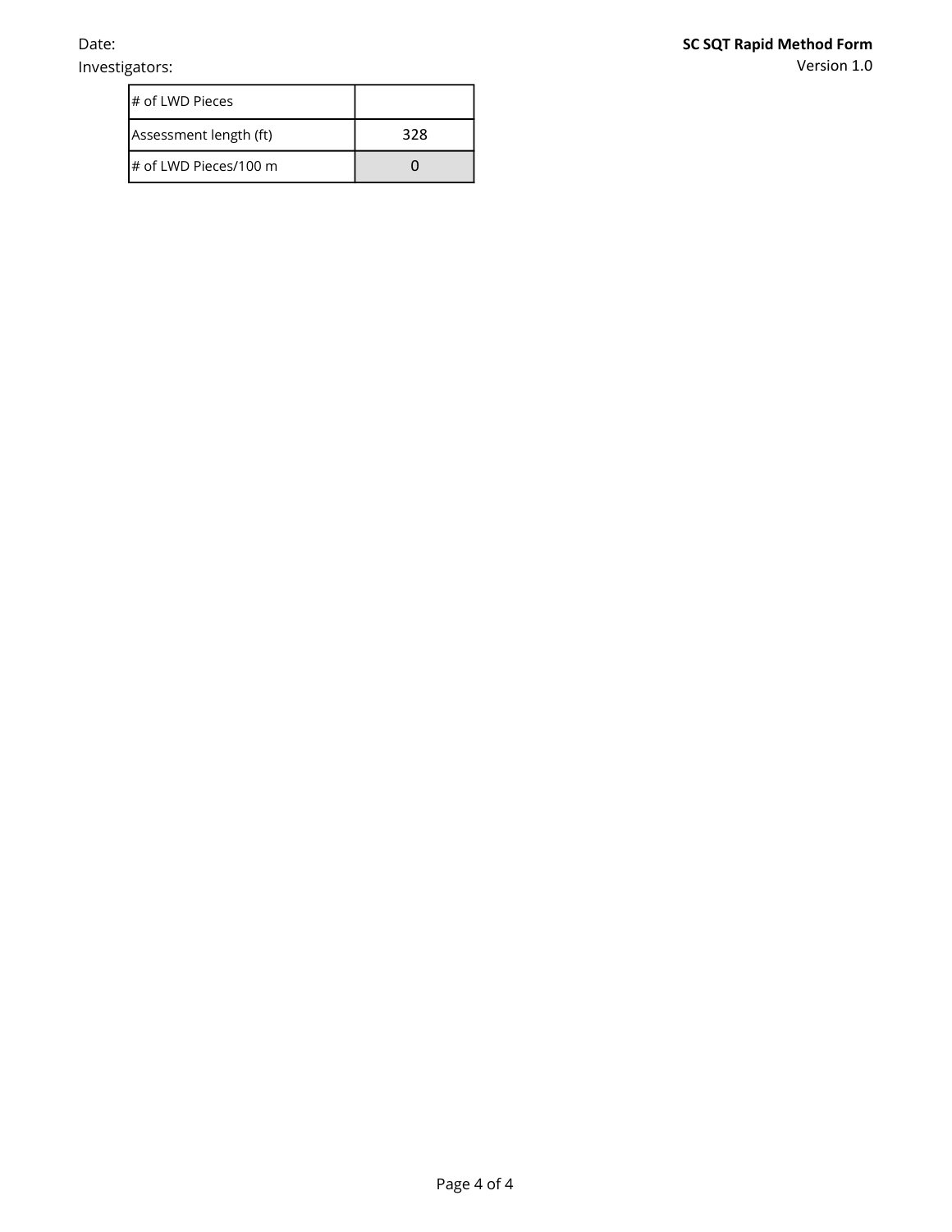Date:

Investigators:

| # of LWD Pieces | |
|---|---|
| Assessment length (ft) | 328 |
| # of LWD Pieces/100 m | 0 |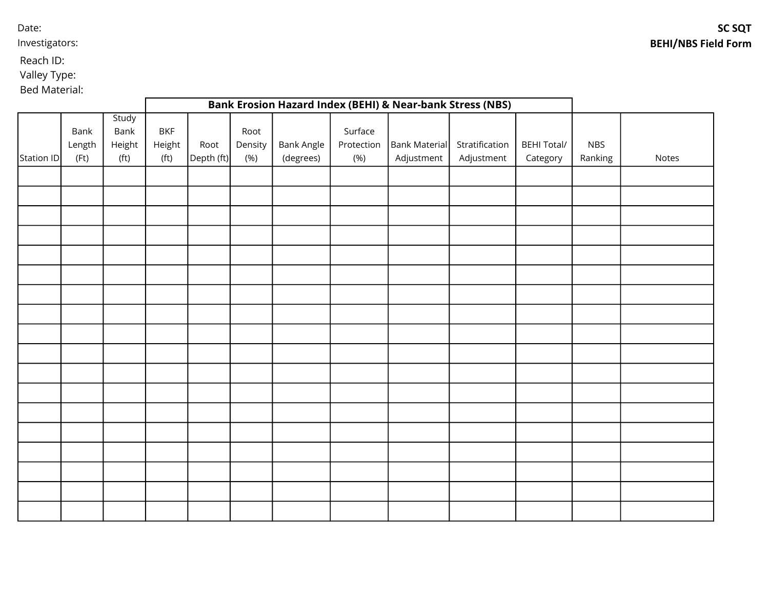Date:
Investigators:

**SC SQT**
**BEHI/NBS Field Form**

Reach ID:
Valley Type:
Bed Material:

| | | | Bank Erosion Hazard Index (BEHI) & Near-bank Stress (NBS) | | | | | | | | | |
|---|---|---|---|---|---|---|---|---|---|---|---|---|
| Station ID | Bank Length (Ft) | Study Bank Height (ft) | BKF Height (ft) | Root Depth (ft) | Root Density (%) | Bank Angle (degrees) | Surface Protection (%) | Bank Material Adjustment | Stratification Adjustment | BEHI Total/ Category | NBS Ranking | Notes |
| | | | | | | | | | | | | |
| | | | | | | | | | | | | |
| | | | | | | | | | | | | |
| | | | | | | | | | | | | |
| | | | | | | | | | | | | |
| | | | | | | | | | | | | |
| | | | | | | | | | | | | |
| | | | | | | | | | | | | |
| | | | | | | | | | | | | |
| | | | | | | | | | | | | |
| | | | | | | | | | | | | |
| | | | | | | | | | | | | |
| | | | | | | | | | | | | |
| | | | | | | | | | | | | |
| | | | | | | | | | | | | |
| | | | | | | | | | | | | |
| | | | | | | | | | | | | |
| | | | | | | | | | | | | |